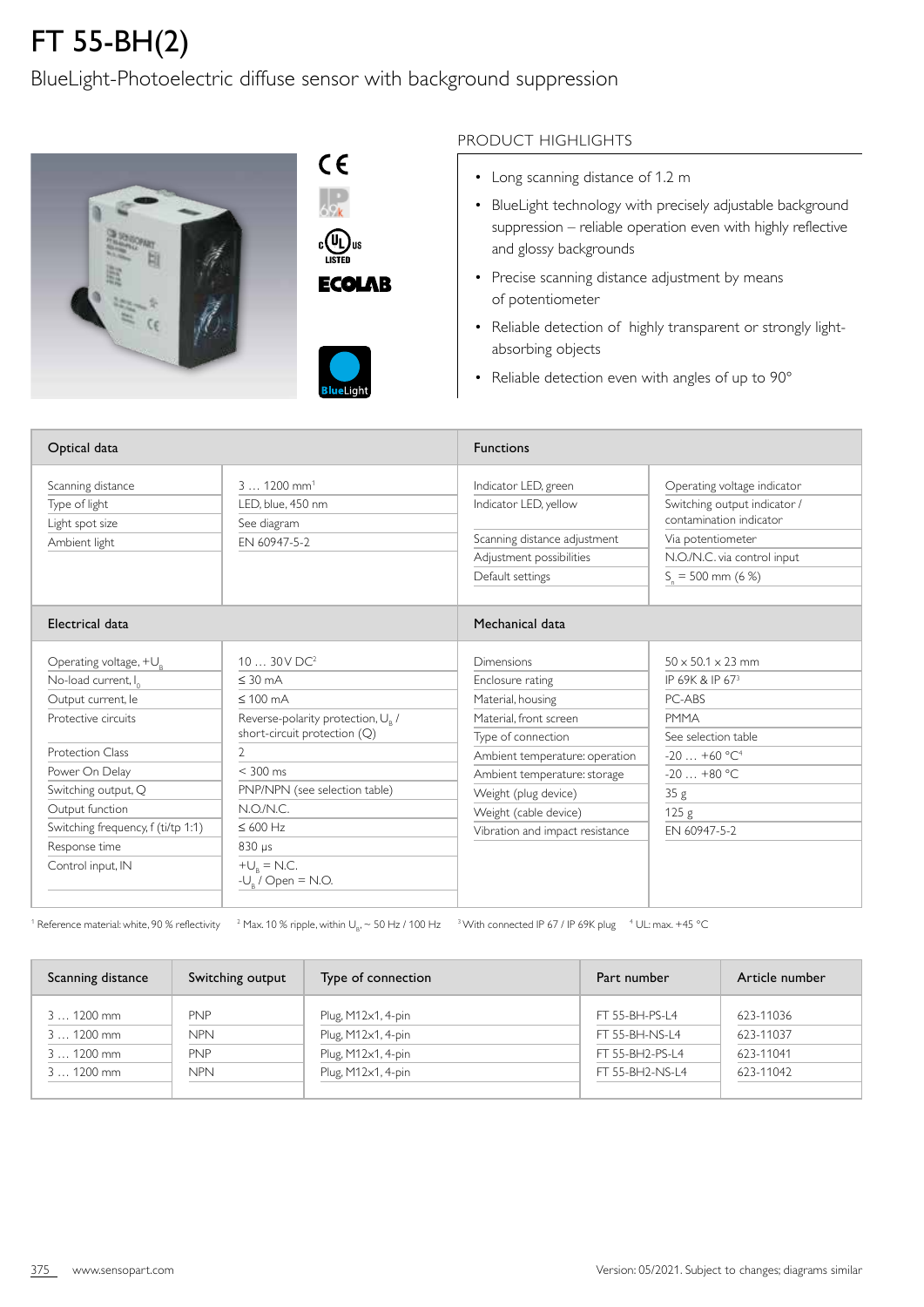# FT 55-BH(2)

BlueLight-Photoelectric diffuse sensor with background suppression

## PRODUCT HIGHLIGHTS

- Long scanning distance of 1.2 m
- BlueLight technology with precisely adjustable background suppression – reliable operation even with highly reflective and glossy backgrounds
- Precise scanning distance adjustment by means of potentiometer
- Reliable detection of highly transparent or strongly light-absorbing objects
- Reliable detection even with angles of up to 90°

| Optical data | |
|---|---|
| Scanning distance | 3 … 1200 mm[1] |
| Type of light | LED, blue, 450 nm |
| Light spot size | See diagram |
| Ambient light | EN 60947-5-2 |

| Functions | |
|---|---|
| Indicator LED, green | Operating voltage indicator |
| Indicator LED, yellow | Switching output indicator / contamination indicator |
| Scanning distance adjustment | Via potentiometer |
| Adjustment possibilities | N.O./N.C. via control input |
| Default settings | $S_n$ = 500 mm (6 %) |

| Electrical data | |
|---|---|
| Operating voltage, $+U_B$ | 10 … 30 V DC[2] |
| No-load current, $I_0$ | ≤ 30 mA |
| Output current, Ie | ≤ 100 mA |
| Protective circuits | Reverse-polarity protection, $U_B$ / short-circuit protection (Q) |
| Protection Class | 2 |
| Power On Delay | < 300 ms |
| Switching output, Q | PNP/NPN (see selection table) |
| Output function | N.O./N.C. |
| Switching frequency, f (ti/tp 1:1) | ≤ 600 Hz |
| Response time | 830 µs |
| Control input, IN | $+U_B$ = N.C. $-U_B$ / Open = N.O. |

| Mechanical data | |
|---|---|
| Dimensions | 50 x 50.1 x 23 mm |
| Enclosure rating | IP 69K & IP 67[3] |
| Material, housing | PC-ABS |
| Material, front screen | PMMA |
| Type of connection | See selection table |
| Ambient temperature: operation | -20 … +60 °C[4] |
| Ambient temperature: storage | -20 … +80 °C |
| Weight (plug device) | 35 g |
| Weight (cable device) | 125 g |
| Vibration and impact resistance | EN 60947-5-2 |

[1] Reference material: white, 90 % reflectivity [2] Max. 10 % ripple, within $U_B$, ~ 50 Hz / 100 Hz [3] With connected IP 67 / IP 69K plug [4] UL: max. +45 °C

| Scanning distance | Switching output | Type of connection | Part number | Article number |
|---|---|---|---|---|
| 3 … 1200 mm | PNP | Plug, M12x1, 4-pin | FT 55-BH-PS-L4 | 623-11036 |
| 3 … 1200 mm | NPN | Plug, M12x1, 4-pin | FT 55-BH-NS-L4 | 623-11037 |
| 3 … 1200 mm | PNP | Plug, M12x1, 4-pin | FT 55-BH2-PS-L4 | 623-11041 |
| 3 … 1200 mm | NPN | Plug, M12x1, 4-pin | FT 55-BH2-NS-L4 | 623-11042 |

www.sensopart.com Version: 05/2021. Subject to changes; diagrams similar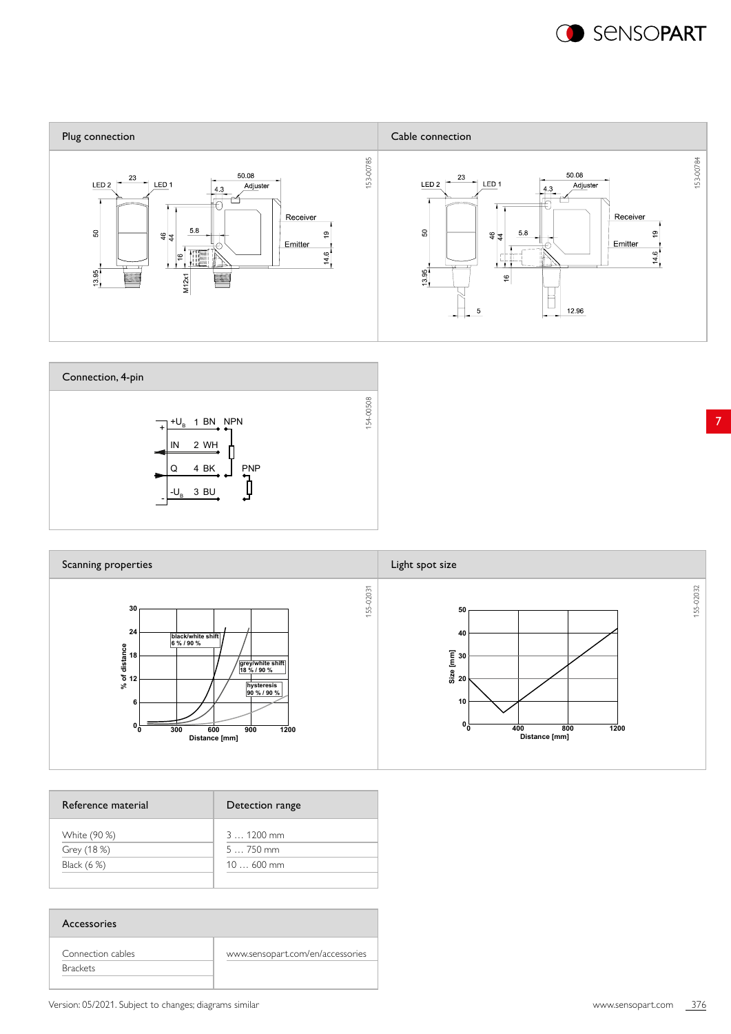## Plug connection

153-00785

LED 2 23 LED 1 50.08 4.3 Adjuster Receiver Emitter 50 46 44 5.8 16 19 14.6 13.95 M12x1

## Cable connection

153-00784

LED 2 23 LED 1 50.08 4.3 Adjuster Receiver Emitter 50 46 44 5.8 16 19 14.6 13.95 5 12.96

## Connection, 4-pin

154-00508

+ $+U_B$ 1 BN NPN
IN 2 WH
Q 4 BK PNP
- $-U_B$ 3 BU

## Scanning properties

155-02031

% of distance
30
24
18
12
6
0
0 300 600 900 1200
Distance [mm]
black/white shift 6 % / 90 %
grey/white shift 18 % / 90 %
hysteresis 90 % / 90 %

## Light spot size

155-02032

Size [mm]
50
40
30
20
10
0
0 400 800 1200
Distance [mm]

| Reference material | Detection range |
|---|---|
| White (90 %) | 3 … 1200 mm |
| Grey (18 %) | 5 … 750 mm |
| Black (6 %) | 10 … 600 mm |

| Accessories | |
|---|---|
| Connection cables | www.sensopart.com/en/accessories |
| Brackets | |

Version: 05/2021. Subject to changes; diagrams similar